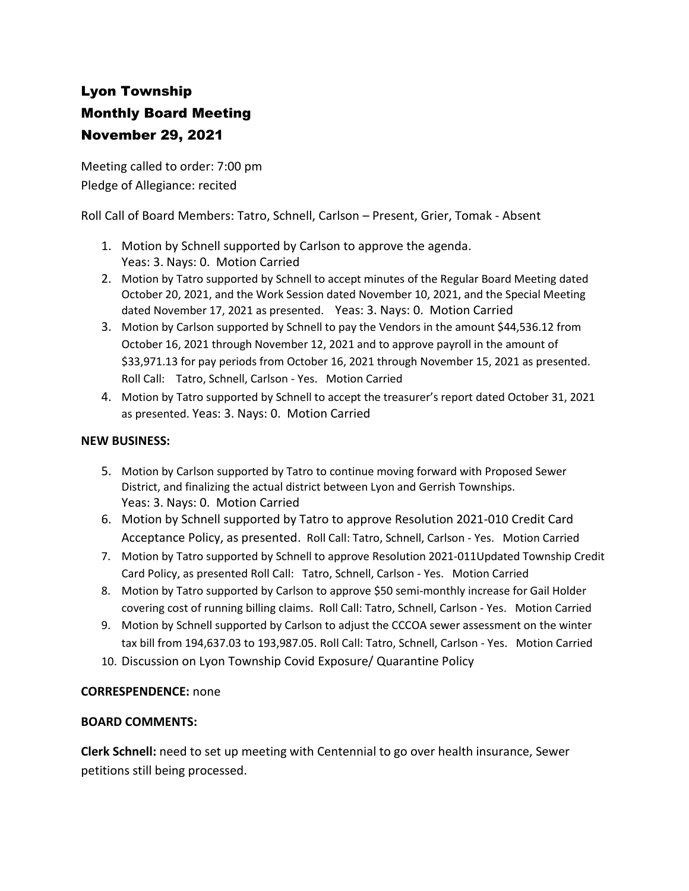# Lyon Township
# Monthly Board Meeting
# November 29, 2021

Meeting called to order: 7:00 pm
Pledge of Allegiance: recited

Roll Call of Board Members: Tatro, Schnell, Carlson – Present, Grier, Tomak - Absent

1. Motion by Schnell supported by Carlson to approve the agenda.
   Yeas: 3. Nays: 0. Motion Carried
2. Motion by Tatro supported by Schnell to accept minutes of the Regular Board Meeting dated October 20, 2021, and the Work Session dated November 10, 2021, and the Special Meeting dated November 17, 2021 as presented. Yeas: 3. Nays: 0. Motion Carried
3. Motion by Carlson supported by Schnell to pay the Vendors in the amount $44,536.12 from October 16, 2021 through November 12, 2021 and to approve payroll in the amount of $33,971.13 for pay periods from October 16, 2021 through November 15, 2021 as presented. Roll Call: Tatro, Schnell, Carlson - Yes. Motion Carried
4. Motion by Tatro supported by Schnell to accept the treasurer's report dated October 31, 2021 as presented. Yeas: 3. Nays: 0. Motion Carried

**NEW BUSINESS:**

5. Motion by Carlson supported by Tatro to continue moving forward with Proposed Sewer District, and finalizing the actual district between Lyon and Gerrish Townships.
   Yeas: 3. Nays: 0. Motion Carried
6. Motion by Schnell supported by Tatro to approve Resolution 2021-010 Credit Card Acceptance Policy, as presented. Roll Call: Tatro, Schnell, Carlson - Yes. Motion Carried
7. Motion by Tatro supported by Schnell to approve Resolution 2021-011Updated Township Credit Card Policy, as presented Roll Call: Tatro, Schnell, Carlson - Yes. Motion Carried
8. Motion by Tatro supported by Carlson to approve $50 semi-monthly increase for Gail Holder covering cost of running billing claims. Roll Call: Tatro, Schnell, Carlson - Yes. Motion Carried
9. Motion by Schnell supported by Carlson to adjust the CCCOA sewer assessment on the winter tax bill from 194,637.03 to 193,987.05. Roll Call: Tatro, Schnell, Carlson - Yes. Motion Carried
10. Discussion on Lyon Township Covid Exposure/ Quarantine Policy

**CORRESPENDENCE:** none

**BOARD COMMENTS:**

**Clerk Schnell:** need to set up meeting with Centennial to go over health insurance, Sewer petitions still being processed.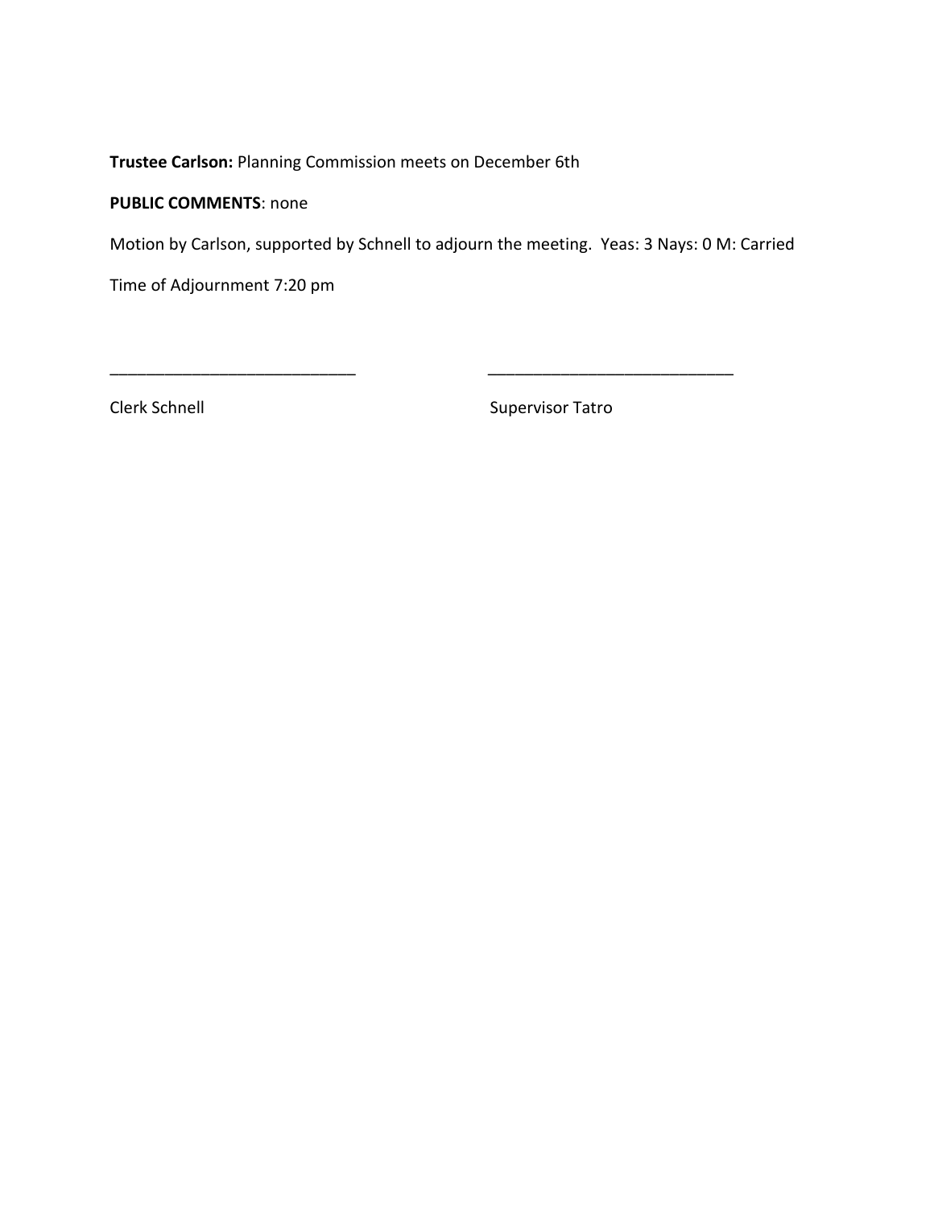**Trustee Carlson:** Planning Commission meets on December 6th

**PUBLIC COMMENTS**: none

Motion by Carlson, supported by Schnell to adjourn the meeting.  Yeas: 3 Nays: 0 M: Carried

Time of Adjournment 7:20 pm

___________________________                    ___________________________

Clerk Schnell                                                    Supervisor Tatro